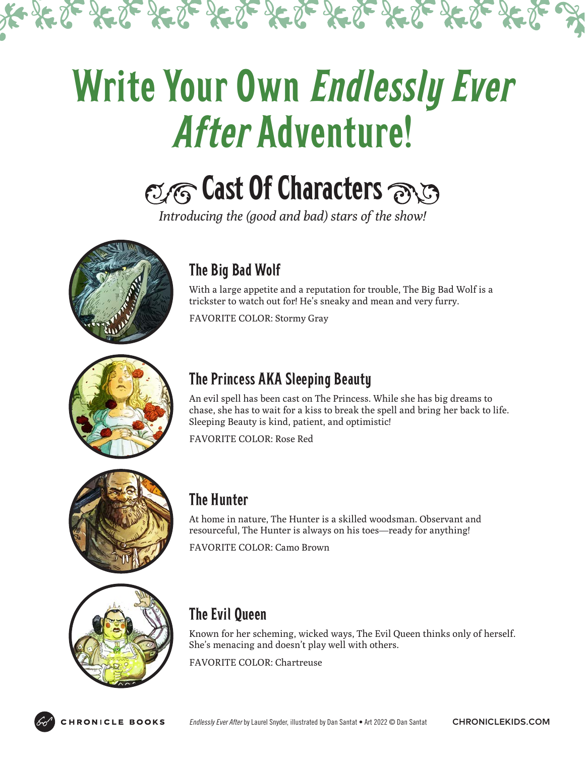# Write Your Own *Endlessly Ever After* Adventure!

## Cast Of Characters

*Introducing the (good and bad) stars of the show!*

### The Big Bad Wolf

With a large appetite and a reputation for trouble, The Big Bad Wolf is a trickster to watch out for! He's sneaky and mean and very furry.

FAVORITE COLOR: Stormy Gray

### The Princess AKA Sleeping Beauty

An evil spell has been cast on The Princess. While she has big dreams to chase, she has to wait for a kiss to break the spell and bring her back to life. Sleeping Beauty is kind, patient, and optimistic!

FAVORITE COLOR: Rose Red

### The Hunter

At home in nature, The Hunter is a skilled woodsman. Observant and resourceful, The Hunter is always on his toes—ready for anything!

FAVORITE COLOR: Camo Brown

### The Evil Queen

Known for her scheming, wicked ways, The Evil Queen thinks only of herself. She's menacing and doesn't play well with others.

FAVORITE COLOR: Chartreuse

CHRONICLE BOOKS — *Endlessly Ever After* by Laurel Snyder, illustrated by Dan Santat • Art 2022 © Dan Santat — CHRONICLEKIDS.COM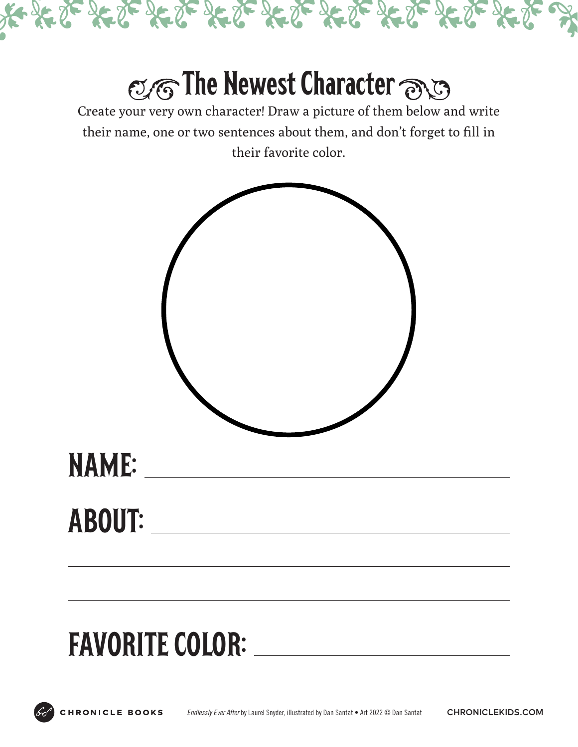# The Newest Character

Create your very own character! Draw a picture of them below and write their name, one or two sentences about them, and don't forget to fill in their favorite color.

**NAME:** ______________________________

**ABOUT:** ______________________________

______________________________

______________________________

**FAVORITE COLOR:** ______________________________

CHRONICLE BOOKS *Endlessly Ever After* by Laurel Snyder, illustrated by Dan Santat • Art 2022 © Dan Santat CHRONICLEKIDS.COM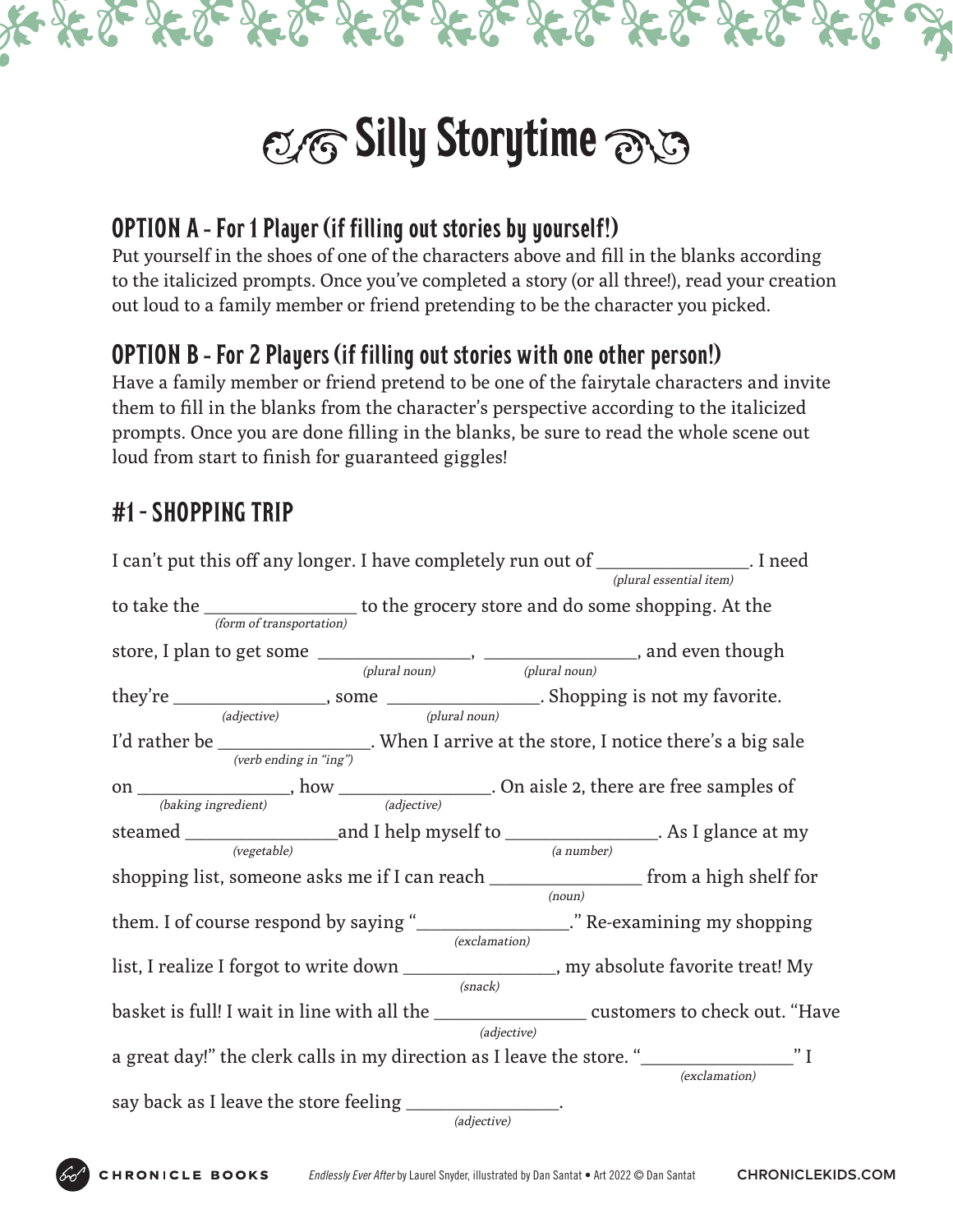# Silly Storytime

## OPTION A - For 1 Player (if filling out stories by yourself!)

Put yourself in the shoes of one of the characters above and fill in the blanks according to the italicized prompts. Once you've completed a story (or all three!), read your creation out loud to a family member or friend pretending to be the character you picked.

## OPTION B - For 2 Players (if filling out stories with one other person!)

Have a family member or friend pretend to be one of the fairytale characters and invite them to fill in the blanks from the character's perspective according to the italicized prompts. Once you are done filling in the blanks, be sure to read the whole scene out loud from start to finish for guaranteed giggles!

## #1 - SHOPPING TRIP

I can't put this off any longer. I have completely run out of ________________ *(plural essential item)*. I need to take the ________________ *(form of transportation)* to the grocery store and do some shopping. At the store, I plan to get some ________________ *(plural noun)*, ________________ *(plural noun)*, and even though they're ________________ *(adjective)*, some ________________ *(plural noun)*. Shopping is not my favorite. I'd rather be ________________ *(verb ending in "ing")*. When I arrive at the store, I notice there's a big sale on ________________ *(baking ingredient)*, how ________________ *(adjective)*. On aisle 2, there are free samples of steamed ________________ *(vegetable)* and I help myself to ________________ *(a number)*. As I glance at my shopping list, someone asks me if I can reach ________________ *(noun)* from a high shelf for them. I of course respond by saying "________________ *(exclamation)*." Re-examining my shopping list, I realize I forgot to write down ________________ *(snack)*, my absolute favorite treat! My basket is full! I wait in line with all the ________________ *(adjective)* customers to check out. "Have a great day!" the clerk calls in my direction as I leave the store. "________________ *(exclamation)*" I say back as I leave the store feeling ________________ *(adjective)*.

CHRONICLE BOOKS *Endlessly Ever After* by Laurel Snyder, illustrated by Dan Santat • Art 2022 © Dan Santat CHRONICLEKIDS.COM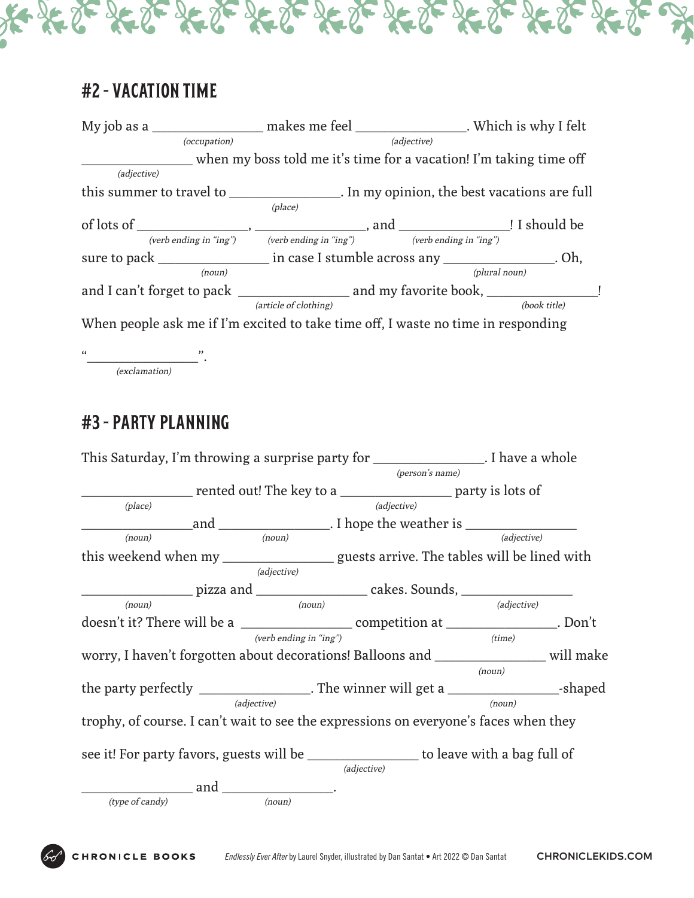## #2 - VACATION TIME

My job as a ________________ *(occupation)* makes me feel ________________ *(adjective)*. Which is why I felt ________________ *(adjective)* when my boss told me it's time for a vacation! I'm taking time off this summer to travel to ________________ *(place)*. In my opinion, the best vacations are full of lots of ________________ *(verb ending in "ing")*, ________________ *(verb ending in "ing")*, and ________________ *(verb ending in "ing")*! I should be sure to pack ________________ *(noun)* in case I stumble across any ________________ *(plural noun)*. Oh, and I can't forget to pack ________________ *(article of clothing)* and my favorite book, ________________ *(book title)*! When people ask me if I'm excited to take time off, I waste no time in responding "________________ *(exclamation)*".

## #3 - PARTY PLANNING

This Saturday, I'm throwing a surprise party for ________________ *(person's name)*. I have a whole ________________ *(place)* rented out! The key to a ________________ *(adjective)* party is lots of ________________ *(noun)* and ________________ *(noun)*. I hope the weather is ________________ *(adjective)* this weekend when my ________________ *(adjective)* guests arrive. The tables will be lined with ________________ *(noun)* pizza and ________________ *(noun)* cakes. Sounds, ________________ *(adjective)* doesn't it? There will be a ________________ *(verb ending in "ing")* competition at ________________ *(time)*. Don't worry, I haven't forgotten about decorations! Balloons and ________________ *(noun)* will make the party perfectly ________________ *(adjective)*. The winner will get a ________________ *(noun)*-shaped trophy, of course. I can't wait to see the expressions on everyone's faces when they see it! For party favors, guests will be ________________ *(adjective)* to leave with a bag full of ________________ *(type of candy)* and ________________ *(noun)*.

CHRONICLE BOOKS

*Endlessly Ever After* by Laurel Snyder, illustrated by Dan Santat • Art 2022 © Dan Santat

CHRONICLEKIDS.COM